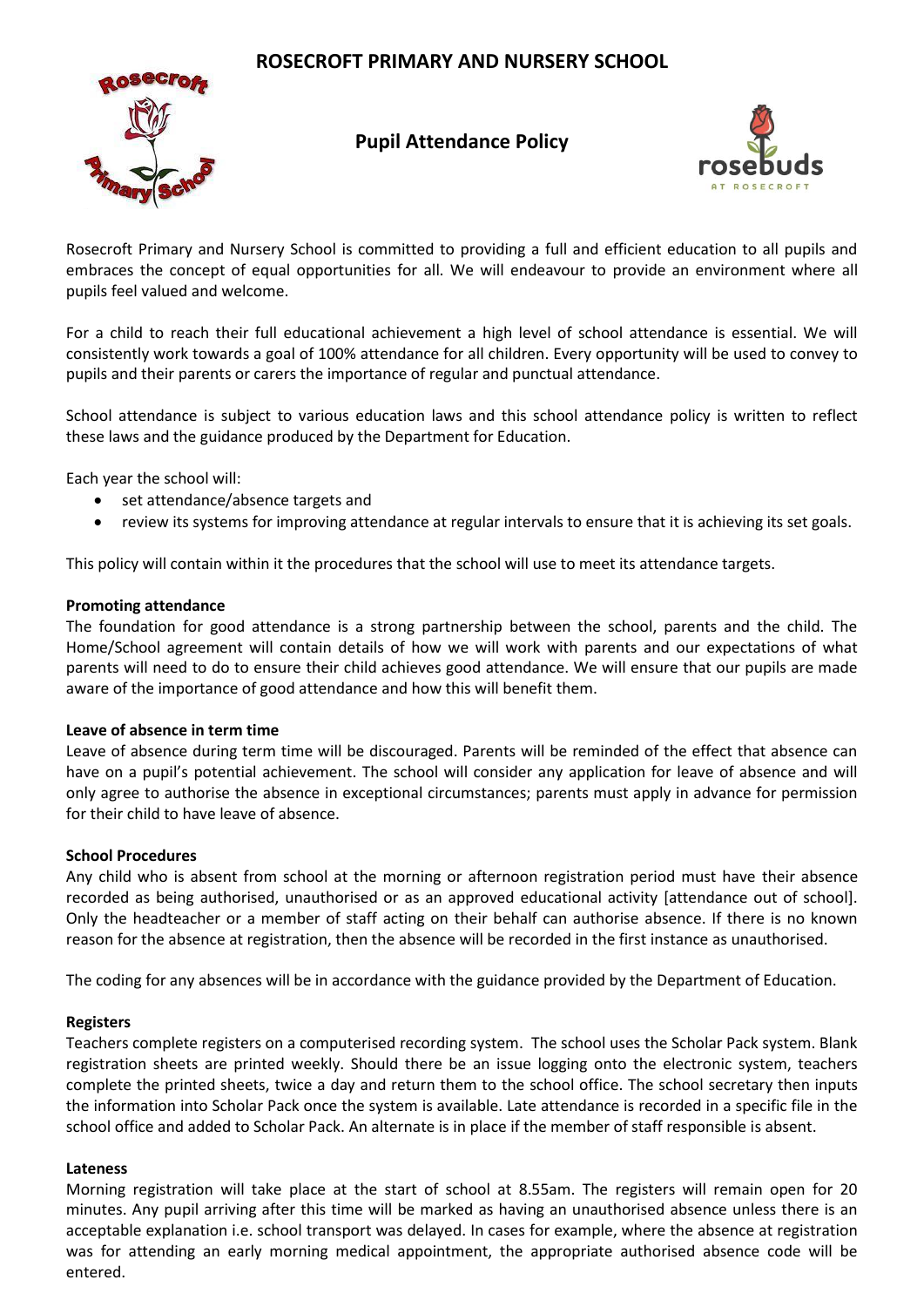# ROSECROFT PRIMARY AND NURSERY SCHOOL

## Pupil Attendance Policy

Rosecroft Primary and Nursery School is committed to providing a full and efficient education to all pupils and embraces the concept of equal opportunities for all. We will endeavour to provide an environment where all pupils feel valued and welcome.

For a child to reach their full educational achievement a high level of school attendance is essential. We will consistently work towards a goal of 100% attendance for all children. Every opportunity will be used to convey to pupils and their parents or carers the importance of regular and punctual attendance.

School attendance is subject to various education laws and this school attendance policy is written to reflect these laws and the guidance produced by the Department for Education.

Each year the school will:

- set attendance/absence targets and
- review its systems for improving attendance at regular intervals to ensure that it is achieving its set goals.

This policy will contain within it the procedures that the school will use to meet its attendance targets.

**Promoting attendance**

The foundation for good attendance is a strong partnership between the school, parents and the child. The Home/School agreement will contain details of how we will work with parents and our expectations of what parents will need to do to ensure their child achieves good attendance. We will ensure that our pupils are made aware of the importance of good attendance and how this will benefit them.

**Leave of absence in term time**

Leave of absence during term time will be discouraged. Parents will be reminded of the effect that absence can have on a pupil's potential achievement. The school will consider any application for leave of absence and will only agree to authorise the absence in exceptional circumstances; parents must apply in advance for permission for their child to have leave of absence.

**School Procedures**

Any child who is absent from school at the morning or afternoon registration period must have their absence recorded as being authorised, unauthorised or as an approved educational activity [attendance out of school]. Only the headteacher or a member of staff acting on their behalf can authorise absence. If there is no known reason for the absence at registration, then the absence will be recorded in the first instance as unauthorised.

The coding for any absences will be in accordance with the guidance provided by the Department of Education.

**Registers**

Teachers complete registers on a computerised recording system. The school uses the Scholar Pack system. Blank registration sheets are printed weekly. Should there be an issue logging onto the electronic system, teachers complete the printed sheets, twice a day and return them to the school office. The school secretary then inputs the information into Scholar Pack once the system is available. Late attendance is recorded in a specific file in the school office and added to Scholar Pack. An alternate is in place if the member of staff responsible is absent.

**Lateness**

Morning registration will take place at the start of school at 8.55am. The registers will remain open for 20 minutes. Any pupil arriving after this time will be marked as having an unauthorised absence unless there is an acceptable explanation i.e. school transport was delayed. In cases for example, where the absence at registration was for attending an early morning medical appointment, the appropriate authorised absence code will be entered.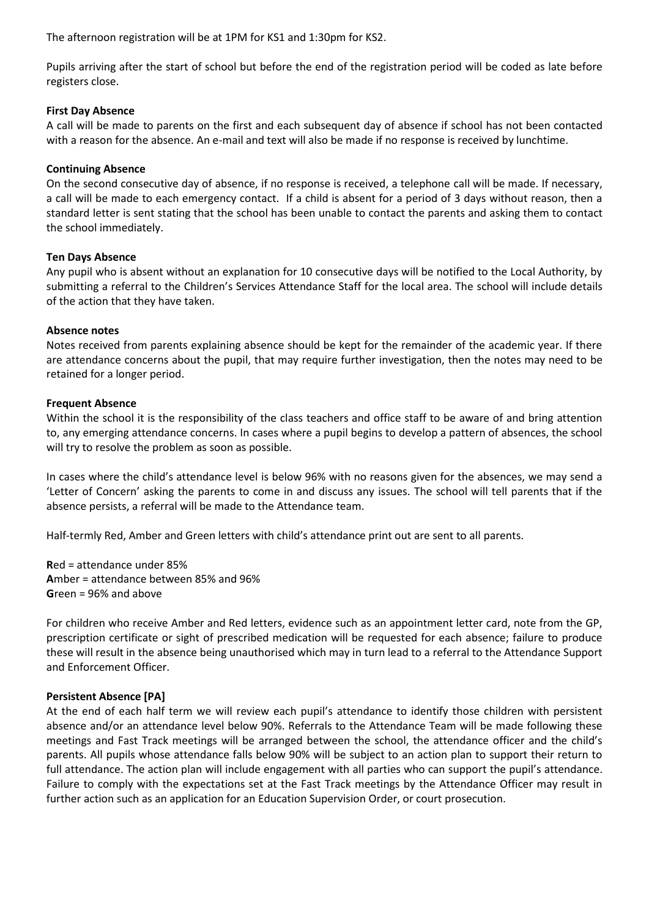The afternoon registration will be at 1PM for KS1 and 1:30pm for KS2.

Pupils arriving after the start of school but before the end of the registration period will be coded as late before registers close.

**First Day Absence**
A call will be made to parents on the first and each subsequent day of absence if school has not been contacted with a reason for the absence. An e-mail and text will also be made if no response is received by lunchtime.

**Continuing Absence**
On the second consecutive day of absence, if no response is received, a telephone call will be made. If necessary, a call will be made to each emergency contact. If a child is absent for a period of 3 days without reason, then a standard letter is sent stating that the school has been unable to contact the parents and asking them to contact the school immediately.

**Ten Days Absence**
Any pupil who is absent without an explanation for 10 consecutive days will be notified to the Local Authority, by submitting a referral to the Children's Services Attendance Staff for the local area. The school will include details of the action that they have taken.

**Absence notes**
Notes received from parents explaining absence should be kept for the remainder of the academic year. If there are attendance concerns about the pupil, that may require further investigation, then the notes may need to be retained for a longer period.

**Frequent Absence**
Within the school it is the responsibility of the class teachers and office staff to be aware of and bring attention to, any emerging attendance concerns. In cases where a pupil begins to develop a pattern of absences, the school will try to resolve the problem as soon as possible.

In cases where the child's attendance level is below 96% with no reasons given for the absences, we may send a 'Letter of Concern' asking the parents to come in and discuss any issues. The school will tell parents that if the absence persists, a referral will be made to the Attendance team.

Half-termly Red, Amber and Green letters with child's attendance print out are sent to all parents.

**R**ed = attendance under 85%
**A**mber = attendance between 85% and 96%
**G**reen = 96% and above

For children who receive Amber and Red letters, evidence such as an appointment letter card, note from the GP, prescription certificate or sight of prescribed medication will be requested for each absence; failure to produce these will result in the absence being unauthorised which may in turn lead to a referral to the Attendance Support and Enforcement Officer.

**Persistent Absence [PA]**
At the end of each half term we will review each pupil's attendance to identify those children with persistent absence and/or an attendance level below 90%. Referrals to the Attendance Team will be made following these meetings and Fast Track meetings will be arranged between the school, the attendance officer and the child's parents. All pupils whose attendance falls below 90% will be subject to an action plan to support their return to full attendance. The action plan will include engagement with all parties who can support the pupil's attendance. Failure to comply with the expectations set at the Fast Track meetings by the Attendance Officer may result in further action such as an application for an Education Supervision Order, or court prosecution.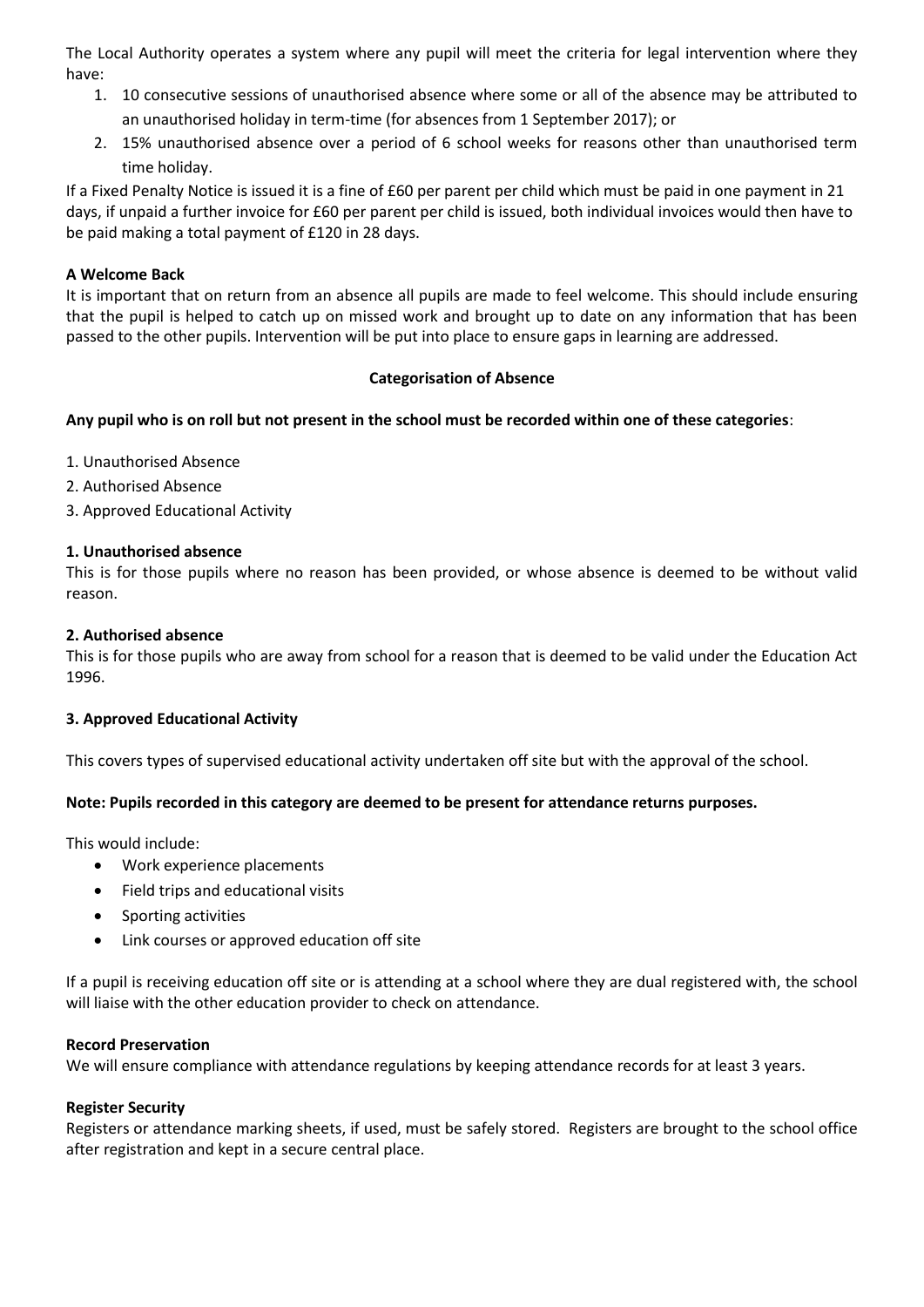The Local Authority operates a system where any pupil will meet the criteria for legal intervention where they have:

1. 10 consecutive sessions of unauthorised absence where some or all of the absence may be attributed to an unauthorised holiday in term-time (for absences from 1 September 2017); or
2. 15% unauthorised absence over a period of 6 school weeks for reasons other than unauthorised term time holiday.

If a Fixed Penalty Notice is issued it is a fine of £60 per parent per child which must be paid in one payment in 21 days, if unpaid a further invoice for £60 per parent per child is issued, both individual invoices would then have to be paid making a total payment of £120 in 28 days.

**A Welcome Back**

It is important that on return from an absence all pupils are made to feel welcome. This should include ensuring that the pupil is helped to catch up on missed work and brought up to date on any information that has been passed to the other pupils. Intervention will be put into place to ensure gaps in learning are addressed.

## Categorisation of Absence

**Any pupil who is on roll but not present in the school must be recorded within one of these categories**:

1. Unauthorised Absence
2. Authorised Absence
3. Approved Educational Activity

**1. Unauthorised absence**

This is for those pupils where no reason has been provided, or whose absence is deemed to be without valid reason.

**2. Authorised absence**

This is for those pupils who are away from school for a reason that is deemed to be valid under the Education Act 1996.

**3. Approved Educational Activity**

This covers types of supervised educational activity undertaken off site but with the approval of the school.

**Note: Pupils recorded in this category are deemed to be present for attendance returns purposes.**

This would include:

- Work experience placements
- Field trips and educational visits
- Sporting activities
- Link courses or approved education off site

If a pupil is receiving education off site or is attending at a school where they are dual registered with, the school will liaise with the other education provider to check on attendance.

**Record Preservation**

We will ensure compliance with attendance regulations by keeping attendance records for at least 3 years.

**Register Security**

Registers or attendance marking sheets, if used, must be safely stored. Registers are brought to the school office after registration and kept in a secure central place.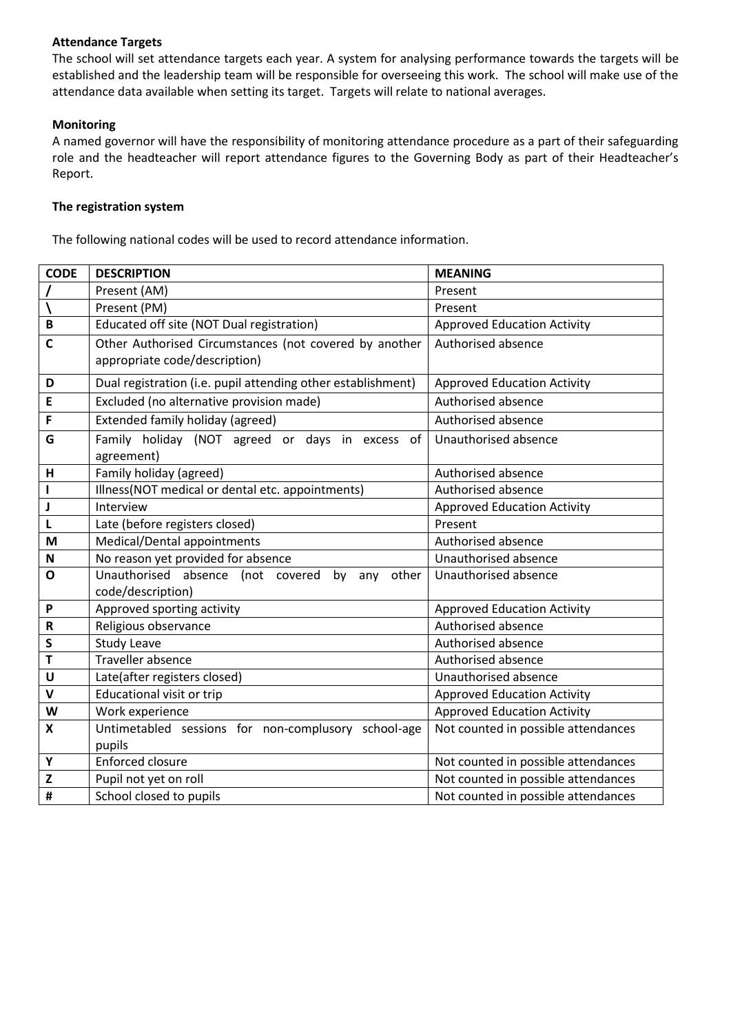**Attendance Targets**

The school will set attendance targets each year. A system for analysing performance towards the targets will be established and the leadership team will be responsible for overseeing this work. The school will make use of the attendance data available when setting its target. Targets will relate to national averages.

**Monitoring**

A named governor will have the responsibility of monitoring attendance procedure as a part of their safeguarding role and the headteacher will report attendance figures to the Governing Body as part of their Headteacher's Report.

**The registration system**

The following national codes will be used to record attendance information.

| CODE | DESCRIPTION | MEANING |
|---|---|---|
| / | Present (AM) | Present |
| \ | Present (PM) | Present |
| B | Educated off site (NOT Dual registration) | Approved Education Activity |
| C | Other Authorised Circumstances (not covered by another appropriate code/description) | Authorised absence |
| D | Dual registration (i.e. pupil attending other establishment) | Approved Education Activity |
| E | Excluded (no alternative provision made) | Authorised absence |
| F | Extended family holiday (agreed) | Authorised absence |
| G | Family holiday (NOT agreed or days in excess of agreement) | Unauthorised absence |
| H | Family holiday (agreed) | Authorised absence |
| I | Illness(NOT medical or dental etc. appointments) | Authorised absence |
| J | Interview | Approved Education Activity |
| L | Late (before registers closed) | Present |
| M | Medical/Dental appointments | Authorised absence |
| N | No reason yet provided for absence | Unauthorised absence |
| O | Unauthorised absence (not covered by any other code/description) | Unauthorised absence |
| P | Approved sporting activity | Approved Education Activity |
| R | Religious observance | Authorised absence |
| S | Study Leave | Authorised absence |
| T | Traveller absence | Authorised absence |
| U | Late(after registers closed) | Unauthorised absence |
| V | Educational visit or trip | Approved Education Activity |
| W | Work experience | Approved Education Activity |
| X | Untimetabled sessions for non-complusory school-age pupils | Not counted in possible attendances |
| Y | Enforced closure | Not counted in possible attendances |
| Z | Pupil not yet on roll | Not counted in possible attendances |
| # | School closed to pupils | Not counted in possible attendances |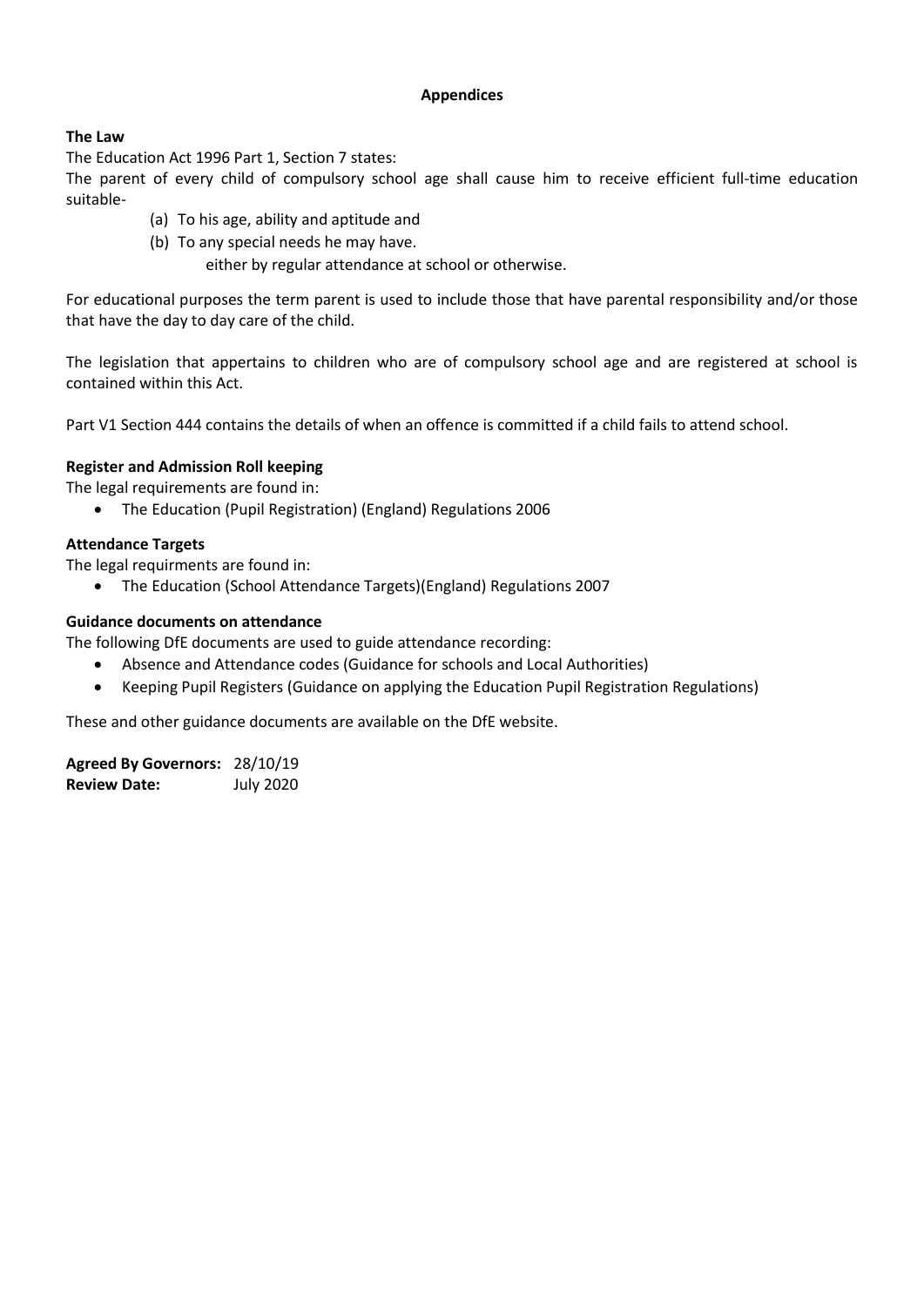## Appendices

**The Law**

The Education Act 1996 Part 1, Section 7 states:

The parent of every child of compulsory school age shall cause him to receive efficient full-time education suitable-

(a) To his age, ability and aptitude and
(b) To any special needs he may have.

either by regular attendance at school or otherwise.

For educational purposes the term parent is used to include those that have parental responsibility and/or those that have the day to day care of the child.

The legislation that appertains to children who are of compulsory school age and are registered at school is contained within this Act.

Part V1 Section 444 contains the details of when an offence is committed if a child fails to attend school.

**Register and Admission Roll keeping**

The legal requirements are found in:

- The Education (Pupil Registration) (England) Regulations 2006

**Attendance Targets**

The legal requirments are found in:

- The Education (School Attendance Targets)(England) Regulations 2007

**Guidance documents on attendance**

The following DfE documents are used to guide attendance recording:

- Absence and Attendance codes (Guidance for schools and Local Authorities)
- Keeping Pupil Registers (Guidance on applying the Education Pupil Registration Regulations)

These and other guidance documents are available on the DfE website.

**Agreed By Governors:** 28/10/19
**Review Date:** July 2020